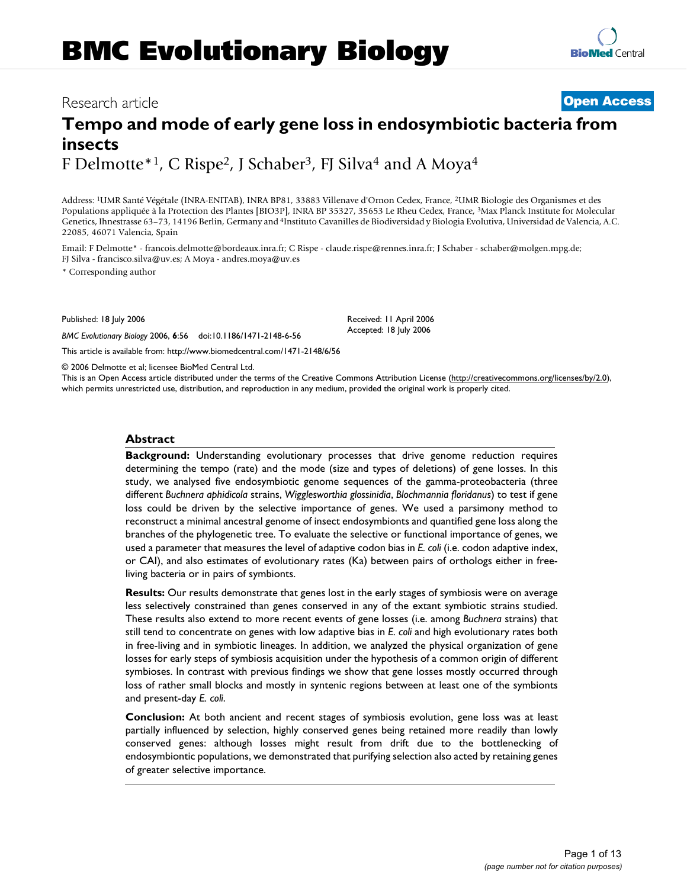Research article

**Open Access**

# Tempo and mode of early gene loss in endosymbiotic bacteria from insects

F Delmotte*[1], C Rispe[2], J Schaber[3], FJ Silva[4] and A Moya[4]

Address: [1]UMR Santé Végétale (INRA-ENITAB), INRA BP81, 33883 Villenave d'Ornon Cedex, France, [2]UMR Biologie des Organismes et des Populations appliquée à la Protection des Plantes [BIO3P], INRA BP 35327, 35653 Le Rheu Cedex, France, [3]Max Planck Institute for Molecular Genetics, Ihnestrasse 63–73, 14196 Berlin, Germany and [4]Instituto Cavanilles de Biodiversidad y Biologia Evolutiva, Universidad de Valencia, A.C. 22085, 46071 Valencia, Spain

Email: F Delmotte* - francois.delmotte@bordeaux.inra.fr; C Rispe - claude.rispe@rennes.inra.fr; J Schaber - schaber@molgen.mpg.de; FJ Silva - francisco.silva@uv.es; A Moya - andres.moya@uv.es

\* Corresponding author

Published: 18 July 2006

*BMC Evolutionary Biology* 2006, **6**:56 doi:10.1186/1471-2148-6-56

Received: 11 April 2006
Accepted: 18 July 2006

This article is available from: http://www.biomedcentral.com/1471-2148/6/56

© 2006 Delmotte et al; licensee BioMed Central Ltd.
This is an Open Access article distributed under the terms of the Creative Commons Attribution License (http://creativecommons.org/licenses/by/2.0), which permits unrestricted use, distribution, and reproduction in any medium, provided the original work is properly cited.

## Abstract

**Background:** Understanding evolutionary processes that drive genome reduction requires determining the tempo (rate) and the mode (size and types of deletions) of gene losses. In this study, we analysed five endosymbiotic genome sequences of the gamma-proteobacteria (three different *Buchnera aphidicola* strains, *Wigglesworthia glossinidia*, *Blochmannia floridanus*) to test if gene loss could be driven by the selective importance of genes. We used a parsimony method to reconstruct a minimal ancestral genome of insect endosymbionts and quantified gene loss along the branches of the phylogenetic tree. To evaluate the selective or functional importance of genes, we used a parameter that measures the level of adaptive codon bias in *E. coli* (i.e. codon adaptive index, or CAI), and also estimates of evolutionary rates (Ka) between pairs of orthologs either in free-living bacteria or in pairs of symbionts.

**Results:** Our results demonstrate that genes lost in the early stages of symbiosis were on average less selectively constrained than genes conserved in any of the extant symbiotic strains studied. These results also extend to more recent events of gene losses (i.e. among *Buchnera* strains) that still tend to concentrate on genes with low adaptive bias in *E. coli* and high evolutionary rates both in free-living and in symbiotic lineages. In addition, we analyzed the physical organization of gene losses for early steps of symbiosis acquisition under the hypothesis of a common origin of different symbioses. In contrast with previous findings we show that gene losses mostly occurred through loss of rather small blocks and mostly in syntenic regions between at least one of the symbionts and present-day *E. coli*.

**Conclusion:** At both ancient and recent stages of symbiosis evolution, gene loss was at least partially influenced by selection, highly conserved genes being retained more readily than lowly conserved genes: although losses might result from drift due to the bottlenecking of endosymbiontic populations, we demonstrated that purifying selection also acted by retaining genes of greater selective importance.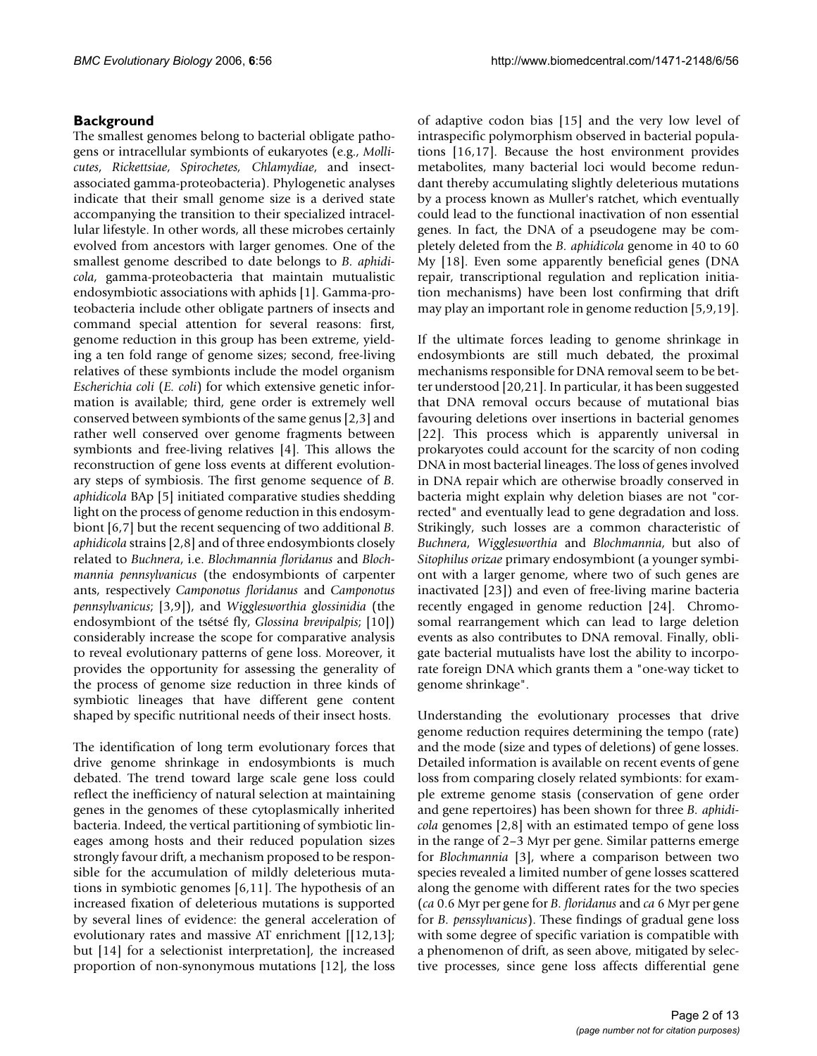## Background

The smallest genomes belong to bacterial obligate pathogens or intracellular symbionts of eukaryotes (e.g., *Mollicutes*, *Rickettsiae*, *Spirochetes*, *Chlamydiae*, and insect-associated gamma-proteobacteria). Phylogenetic analyses indicate that their small genome size is a derived state accompanying the transition to their specialized intracellular lifestyle. In other words, all these microbes certainly evolved from ancestors with larger genomes. One of the smallest genome described to date belongs to *B. aphidicola*, gamma-proteobacteria that maintain mutualistic endosymbiotic associations with aphids [1]. Gamma-proteobacteria include other obligate partners of insects and command special attention for several reasons: first, genome reduction in this group has been extreme, yielding a ten fold range of genome sizes; second, free-living relatives of these symbionts include the model organism *Escherichia coli* (*E. coli*) for which extensive genetic information is available; third, gene order is extremely well conserved between symbionts of the same genus [2,3] and rather well conserved over genome fragments between symbionts and free-living relatives [4]. This allows the reconstruction of gene loss events at different evolutionary steps of symbiosis. The first genome sequence of *B. aphidicola* BAp [5] initiated comparative studies shedding light on the process of genome reduction in this endosymbiont [6,7] but the recent sequencing of two additional *B. aphidicola* strains [2,8] and of three endosymbionts closely related to *Buchnera*, i.e. *Blochmannia floridanus* and *Blochmannia pennsylvanicus* (the endosymbionts of carpenter ants, respectively *Camponotus floridanus* and *Camponotus pennsylvanicus*; [3,9]), and *Wigglesworthia glossinidia* (the endosymbiont of the tsétsé fly, *Glossina brevipalpis*; [10]) considerably increase the scope for comparative analysis to reveal evolutionary patterns of gene loss. Moreover, it provides the opportunity for assessing the generality of the process of genome size reduction in three kinds of symbiotic lineages that have different gene content shaped by specific nutritional needs of their insect hosts.

The identification of long term evolutionary forces that drive genome shrinkage in endosymbionts is much debated. The trend toward large scale gene loss could reflect the inefficiency of natural selection at maintaining genes in the genomes of these cytoplasmically inherited bacteria. Indeed, the vertical partitioning of symbiotic lineages among hosts and their reduced population sizes strongly favour drift, a mechanism proposed to be responsible for the accumulation of mildly deleterious mutations in symbiotic genomes [6,11]. The hypothesis of an increased fixation of deleterious mutations is supported by several lines of evidence: the general acceleration of evolutionary rates and massive AT enrichment [[12,13]; but [14] for a selectionist interpretation], the increased proportion of non-synonymous mutations [12], the loss of adaptive codon bias [15] and the very low level of intraspecific polymorphism observed in bacterial populations [16,17]. Because the host environment provides metabolites, many bacterial loci would become redundant thereby accumulating slightly deleterious mutations by a process known as Muller's ratchet, which eventually could lead to the functional inactivation of non essential genes. In fact, the DNA of a pseudogene may be completely deleted from the *B. aphidicola* genome in 40 to 60 My [18]. Even some apparently beneficial genes (DNA repair, transcriptional regulation and replication initiation mechanisms) have been lost confirming that drift may play an important role in genome reduction [5,9,19].

If the ultimate forces leading to genome shrinkage in endosymbionts are still much debated, the proximal mechanisms responsible for DNA removal seem to be better understood [20,21]. In particular, it has been suggested that DNA removal occurs because of mutational bias favouring deletions over insertions in bacterial genomes [22]. This process which is apparently universal in prokaryotes could account for the scarcity of non coding DNA in most bacterial lineages. The loss of genes involved in DNA repair which are otherwise broadly conserved in bacteria might explain why deletion biases are not "corrected" and eventually lead to gene degradation and loss. Strikingly, such losses are a common characteristic of *Buchnera*, *Wigglesworthia* and *Blochmannia*, but also of *Sitophilus orizae* primary endosymbiont (a younger symbiont with a larger genome, where two of such genes are inactivated [23]) and even of free-living marine bacteria recently engaged in genome reduction [24]. Chromosomal rearrangement which can lead to large deletion events as also contributes to DNA removal. Finally, obligate bacterial mutualists have lost the ability to incorporate foreign DNA which grants them a "one-way ticket to genome shrinkage".

Understanding the evolutionary processes that drive genome reduction requires determining the tempo (rate) and the mode (size and types of deletions) of gene losses. Detailed information is available on recent events of gene loss from comparing closely related symbionts: for example extreme genome stasis (conservation of gene order and gene repertoires) has been shown for three *B. aphidicola* genomes [2,8] with an estimated tempo of gene loss in the range of 2–3 Myr per gene. Similar patterns emerge for *Blochmannia* [3], where a comparison between two species revealed a limited number of gene losses scattered along the genome with different rates for the two species (*ca* 0.6 Myr per gene for *B. floridanus* and *ca* 6 Myr per gene for *B. penssylvanicus*). These findings of gradual gene loss with some degree of specific variation is compatible with a phenomenon of drift, as seen above, mitigated by selective processes, since gene loss affects differential gene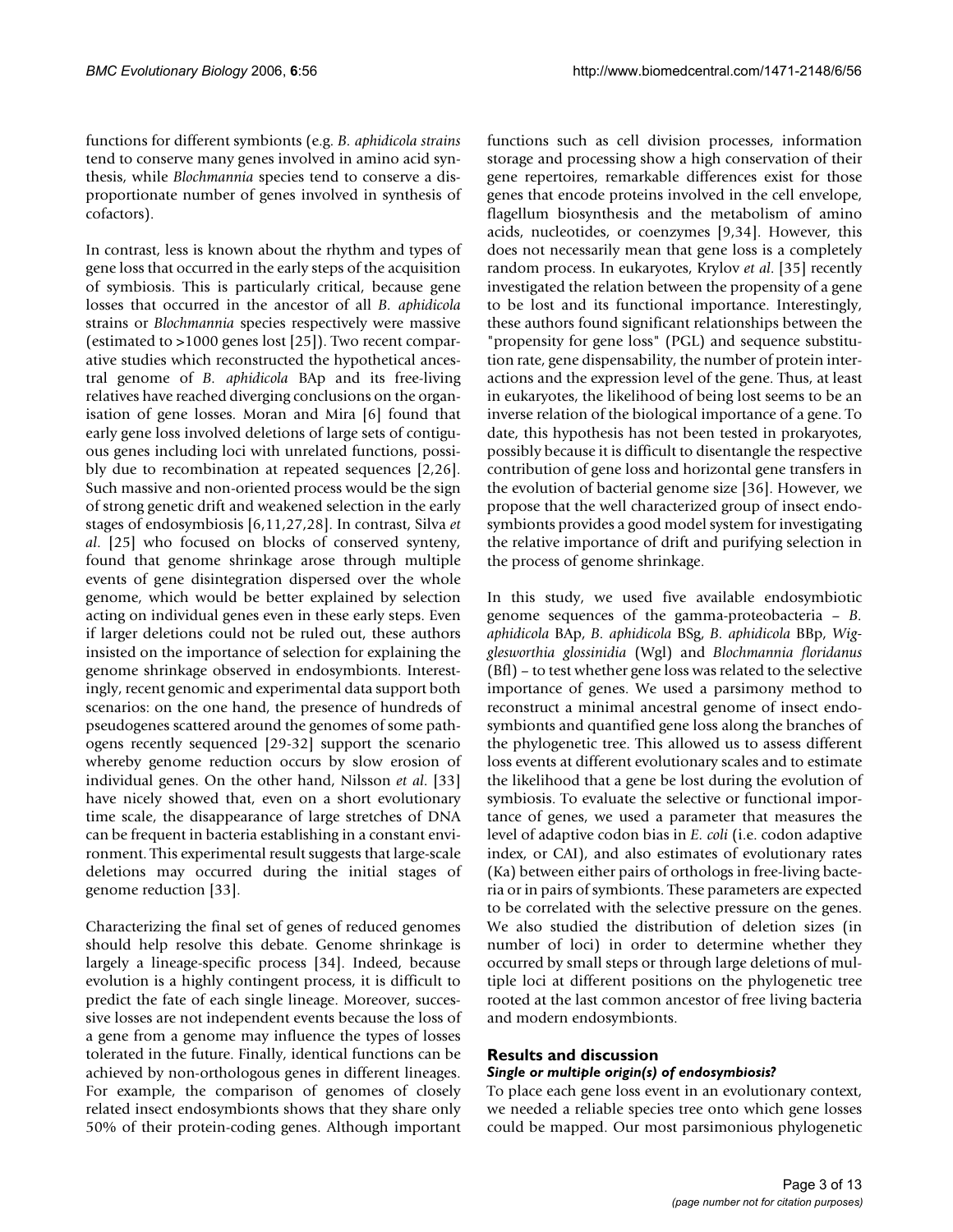functions for different symbionts (e.g. *B. aphidicola strains* tend to conserve many genes involved in amino acid synthesis, while *Blochmannia* species tend to conserve a disproportionate number of genes involved in synthesis of cofactors).

In contrast, less is known about the rhythm and types of gene loss that occurred in the early steps of the acquisition of symbiosis. This is particularly critical, because gene losses that occurred in the ancestor of all *B. aphidicola* strains or *Blochmannia* species respectively were massive (estimated to >1000 genes lost [25]). Two recent comparative studies which reconstructed the hypothetical ancestral genome of *B. aphidicola* BAp and its free-living relatives have reached diverging conclusions on the organisation of gene losses. Moran and Mira [6] found that early gene loss involved deletions of large sets of contiguous genes including loci with unrelated functions, possibly due to recombination at repeated sequences [2,26]. Such massive and non-oriented process would be the sign of strong genetic drift and weakened selection in the early stages of endosymbiosis [6,11,27,28]. In contrast, Silva *et al*. [25] who focused on blocks of conserved synteny, found that genome shrinkage arose through multiple events of gene disintegration dispersed over the whole genome, which would be better explained by selection acting on individual genes even in these early steps. Even if larger deletions could not be ruled out, these authors insisted on the importance of selection for explaining the genome shrinkage observed in endosymbionts. Interestingly, recent genomic and experimental data support both scenarios: on the one hand, the presence of hundreds of pseudogenes scattered around the genomes of some pathogens recently sequenced [29-32] support the scenario whereby genome reduction occurs by slow erosion of individual genes. On the other hand, Nilsson *et al*. [33] have nicely showed that, even on a short evolutionary time scale, the disappearance of large stretches of DNA can be frequent in bacteria establishing in a constant environment. This experimental result suggests that large-scale deletions may occurred during the initial stages of genome reduction [33].

Characterizing the final set of genes of reduced genomes should help resolve this debate. Genome shrinkage is largely a lineage-specific process [34]. Indeed, because evolution is a highly contingent process, it is difficult to predict the fate of each single lineage. Moreover, successive losses are not independent events because the loss of a gene from a genome may influence the types of losses tolerated in the future. Finally, identical functions can be achieved by non-orthologous genes in different lineages. For example, the comparison of genomes of closely related insect endosymbionts shows that they share only 50% of their protein-coding genes. Although important functions such as cell division processes, information storage and processing show a high conservation of their gene repertoires, remarkable differences exist for those genes that encode proteins involved in the cell envelope, flagellum biosynthesis and the metabolism of amino acids, nucleotides, or coenzymes [9,34]. However, this does not necessarily mean that gene loss is a completely random process. In eukaryotes, Krylov *et al*. [35] recently investigated the relation between the propensity of a gene to be lost and its functional importance. Interestingly, these authors found significant relationships between the "propensity for gene loss" (PGL) and sequence substitution rate, gene dispensability, the number of protein interactions and the expression level of the gene. Thus, at least in eukaryotes, the likelihood of being lost seems to be an inverse relation of the biological importance of a gene. To date, this hypothesis has not been tested in prokaryotes, possibly because it is difficult to disentangle the respective contribution of gene loss and horizontal gene transfers in the evolution of bacterial genome size [36]. However, we propose that the well characterized group of insect endosymbionts provides a good model system for investigating the relative importance of drift and purifying selection in the process of genome shrinkage.

In this study, we used five available endosymbiotic genome sequences of the gamma-proteobacteria – *B. aphidicola* BAp, *B. aphidicola* BSg, *B. aphidicola* BBp, *Wigglesworthia glossinidia* (Wgl) and *Blochmannia floridanus* (Bfl) – to test whether gene loss was related to the selective importance of genes. We used a parsimony method to reconstruct a minimal ancestral genome of insect endosymbionts and quantified gene loss along the branches of the phylogenetic tree. This allowed us to assess different loss events at different evolutionary scales and to estimate the likelihood that a gene be lost during the evolution of symbiosis. To evaluate the selective or functional importance of genes, we used a parameter that measures the level of adaptive codon bias in *E. coli* (i.e. codon adaptive index, or CAI), and also estimates of evolutionary rates (Ka) between either pairs of orthologs in free-living bacteria or in pairs of symbionts. These parameters are expected to be correlated with the selective pressure on the genes. We also studied the distribution of deletion sizes (in number of loci) in order to determine whether they occurred by small steps or through large deletions of multiple loci at different positions on the phylogenetic tree rooted at the last common ancestor of free living bacteria and modern endosymbionts.

## Results and discussion

### *Single or multiple origin(s) of endosymbiosis?*

To place each gene loss event in an evolutionary context, we needed a reliable species tree onto which gene losses could be mapped. Our most parsimonious phylogenetic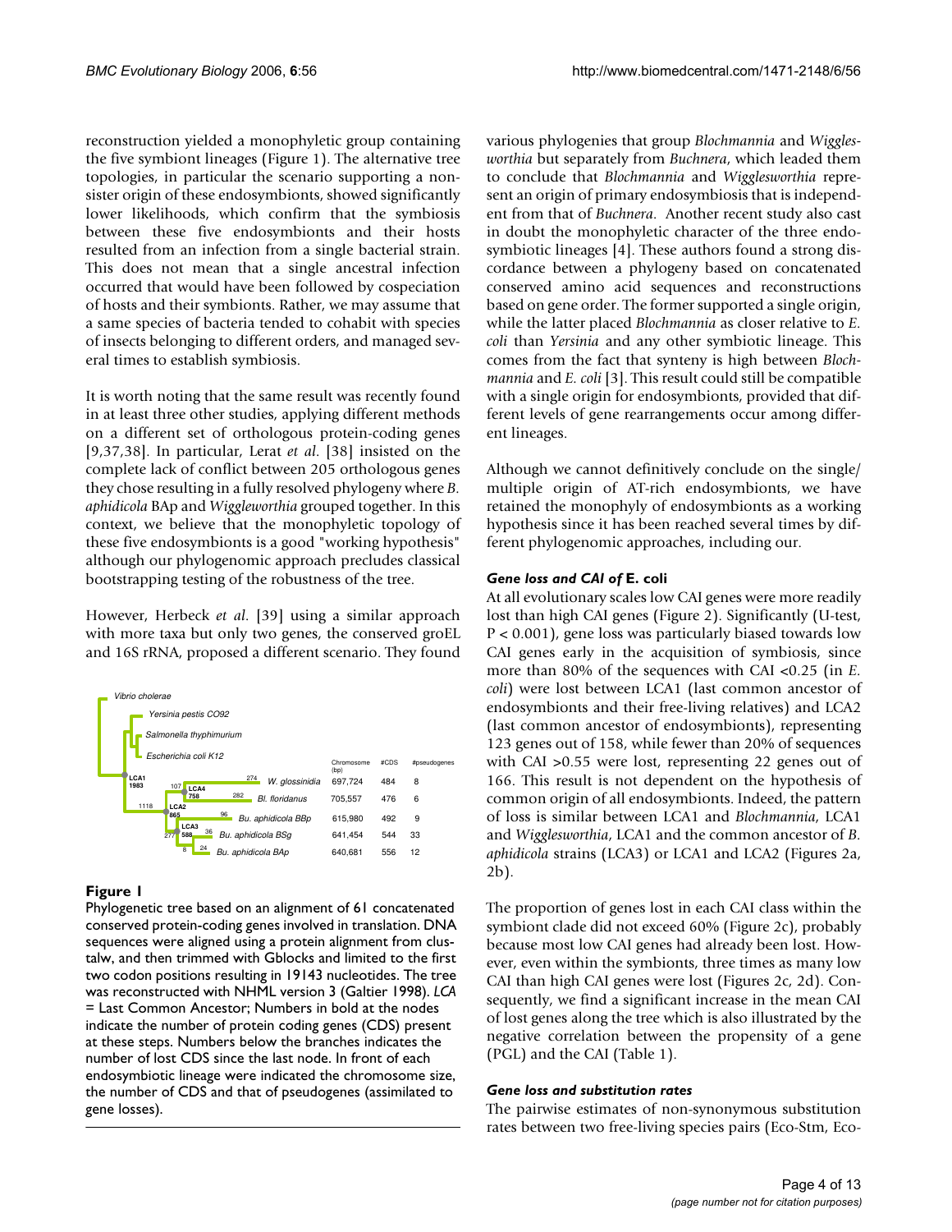reconstruction yielded a monophyletic group containing the five symbiont lineages (Figure 1). The alternative tree topologies, in particular the scenario supporting a non-sister origin of these endosymbionts, showed significantly lower likelihoods, which confirm that the symbiosis between these five endosymbionts and their hosts resulted from an infection from a single bacterial strain. This does not mean that a single ancestral infection occurred that would have been followed by cospeciation of hosts and their symbionts. Rather, we may assume that a same species of bacteria tended to cohabit with species of insects belonging to different orders, and managed several times to establish symbiosis.

It is worth noting that the same result was recently found in at least three other studies, applying different methods on a different set of orthologous protein-coding genes [9,37,38]. In particular, Lerat *et al.* [38] insisted on the complete lack of conflict between 205 orthologous genes they chose resulting in a fully resolved phylogeny where *B. aphidicola* BAp and *Wiggleworthia* grouped together. In this context, we believe that the monophyletic topology of these five endosymbionts is a good "working hypothesis" although our phylogenomic approach precludes classical bootstrapping testing of the robustness of the tree.

However, Herbeck *et al.* [39] using a similar approach with more taxa but only two genes, the conserved groEL and 16S rRNA, proposed a different scenario. They found

**Figure 1**

Phylogenetic tree based on an alignment of 61 concatenated conserved protein-coding genes involved in translation. DNA sequences were aligned using a protein alignment from clustalw, and then trimmed with Gblocks and limited to the first two codon positions resulting in 19143 nucleotides. The tree was reconstructed with NHML version 3 (Galtier 1998). *LCA* = Last Common Ancestor; Numbers in bold at the nodes indicate the number of protein coding genes (CDS) present at these steps. Numbers below the branches indicates the number of lost CDS since the last node. In front of each endosymbiotic lineage were indicated the chromosome size, the number of CDS and that of pseudogenes (assimilated to gene losses).

various phylogenies that group *Blochmannia* and *Wigglesworthia* but separately from *Buchnera*, which leaded them to conclude that *Blochmannia* and *Wigglesworthia* represent an origin of primary endosymbiosis that is independent from that of *Buchnera*. Another recent study also cast in doubt the monophyletic character of the three endosymbiotic lineages [4]. These authors found a strong discordance between a phylogeny based on concatenated conserved amino acid sequences and reconstructions based on gene order. The former supported a single origin, while the latter placed *Blochmannia* as closer relative to *E. coli* than *Yersinia* and any other symbiotic lineage. This comes from the fact that synteny is high between *Blochmannia* and *E. coli* [3]. This result could still be compatible with a single origin for endosymbionts, provided that different levels of gene rearrangements occur among different lineages.

Although we cannot definitively conclude on the single/multiple origin of AT-rich endosymbionts, we have retained the monophyly of endosymbionts as a working hypothesis since it has been reached several times by different phylogenomic approaches, including our.

### *Gene loss and CAI of* E. coli

At all evolutionary scales low CAI genes were more readily lost than high CAI genes (Figure 2). Significantly (U-test, $P < 0.001$), gene loss was particularly biased towards low CAI genes early in the acquisition of symbiosis, since more than 80% of the sequences with CAI <0.25 (in *E. coli*) were lost between LCA1 (last common ancestor of endosymbionts and their free-living relatives) and LCA2 (last common ancestor of endosymbionts), representing 123 genes out of 158, while fewer than 20% of sequences with CAI >0.55 were lost, representing 22 genes out of 166. This result is not dependent on the hypothesis of common origin of all endosymbionts. Indeed, the pattern of loss is similar between LCA1 and *Blochmannia*, LCA1 and *Wigglesworthia*, LCA1 and the common ancestor of *B. aphidicola* strains (LCA3) or LCA1 and LCA2 (Figures 2a, 2b).

The proportion of genes lost in each CAI class within the symbiont clade did not exceed 60% (Figure 2c), probably because most low CAI genes had already been lost. However, even within the symbionts, three times as many low CAI than high CAI genes were lost (Figures 2c, 2d). Consequently, we find a significant increase in the mean CAI of lost genes along the tree which is also illustrated by the negative correlation between the propensity of a gene (PGL) and the CAI (Table 1).

### *Gene loss and substitution rates*

The pairwise estimates of non-synonymous substitution rates between two free-living species pairs (Eco-Stm, Eco-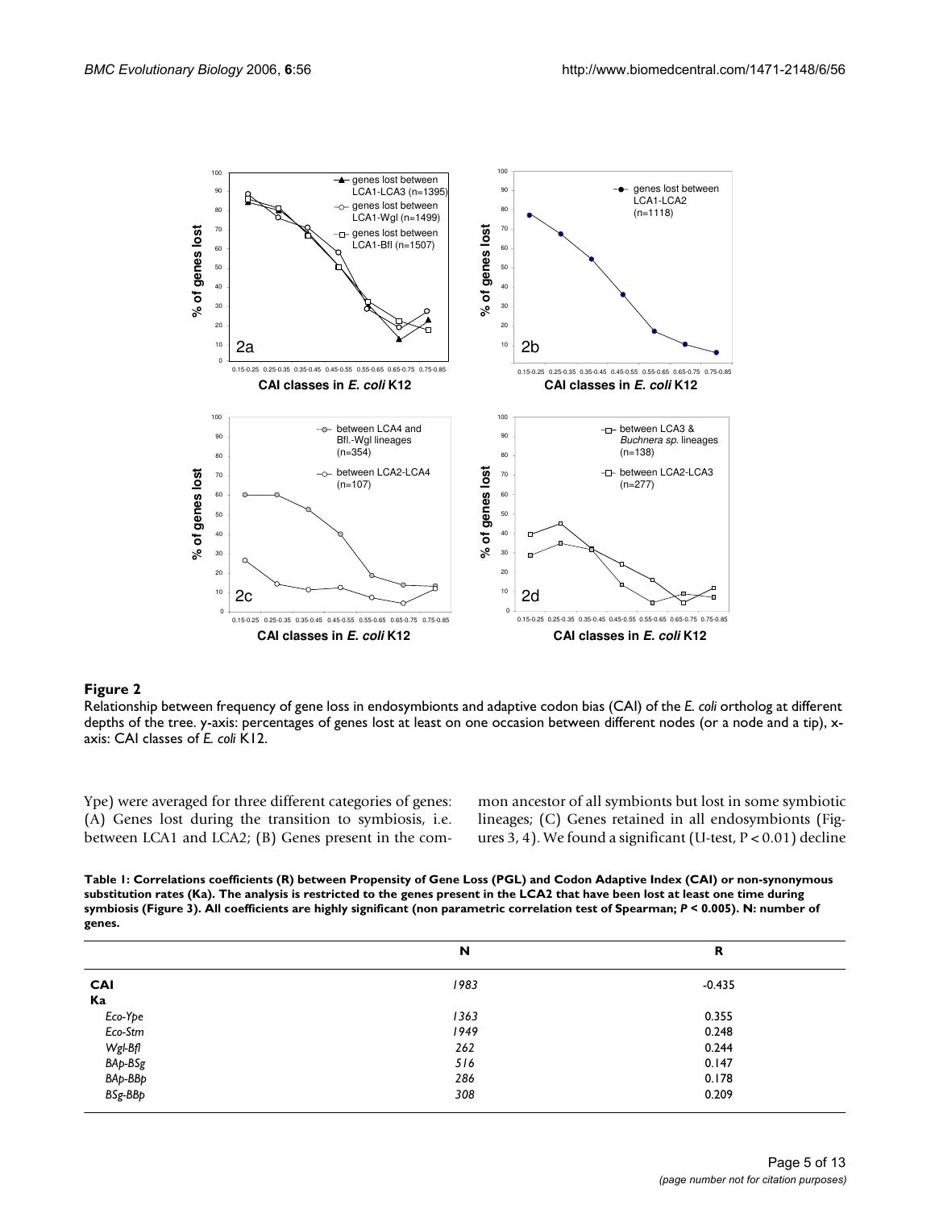**Figure 2**

Relationship between frequency of gene loss in endosymbionts and adaptive codon bias (CAI) of the *E. coli* ortholog at different depths of the tree. y-axis: percentages of genes lost at least on one occasion between different nodes (or a node and a tip), x-axis: CAI classes of *E. coli* K12.

Ype) were averaged for three different categories of genes: (A) Genes lost during the transition to symbiosis, i.e. between LCA1 and LCA2; (B) Genes present in the common ancestor of all symbionts but lost in some symbiotic lineages; (C) Genes retained in all endosymbionts (Figures 3, 4). We found a significant (U-test, $P < 0.01$) decline

**Table 1: Correlations coefficients (R) between Propensity of Gene Loss (PGL) and Codon Adaptive Index (CAI) or non-synonymous substitution rates (Ka). The analysis is restricted to the genes present in the LCA2 that have been lost at least one time during symbiosis (Figure 3). All coefficients are highly significant (non parametric correlation test of Spearman; *P* < 0.005). N: number of genes.**

| | N | R |
|---|---|---|
| **CAI** | *1983* | -0.435 |
| **Ka** | | |
| *Eco-Ype* | *1363* | 0.355 |
| *Eco-Stm* | *1949* | 0.248 |
| *Wgl-Bfl* | *262* | 0.244 |
| *BAp-BSg* | *516* | 0.147 |
| *BAp-BBp* | *286* | 0.178 |
| *BSg-BBp* | *308* | 0.209 |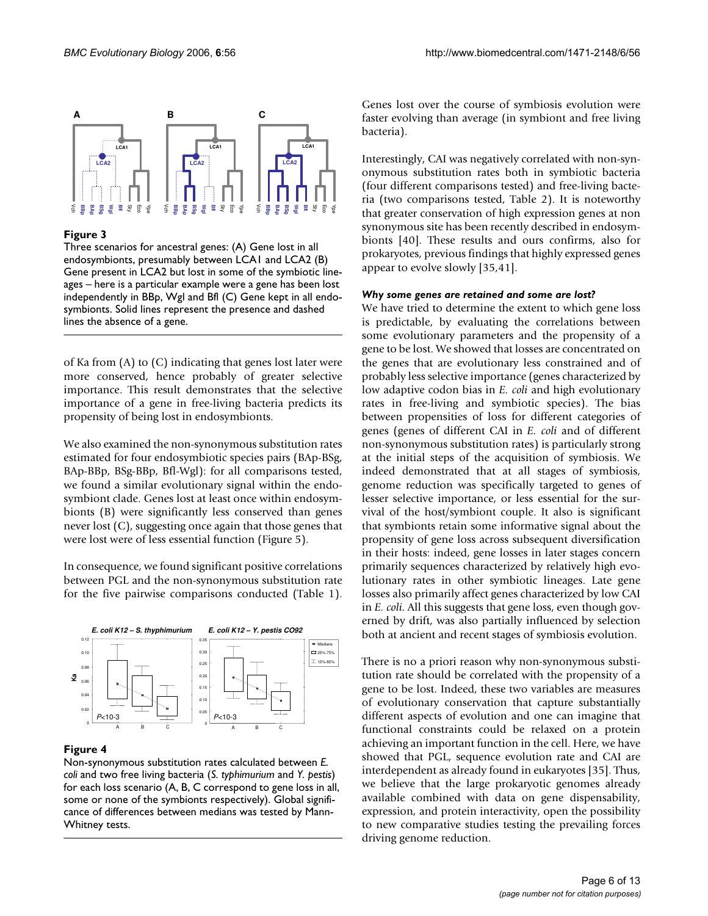A B C

LCA1 LCA2 LCA1 LCA2 LCA1 LCA2

Vch BBp BAp BSg Wgl Bfl Sty Eco Ype

**Figure 3**

Three scenarios for ancestral genes: (A) Gene lost in all endosymbionts, presumably between LCA1 and LCA2 (B) Gene present in LCA2 but lost in some of the symbiotic lineages – here is a particular example were a gene has been lost independently in BBp, Wgl and Bfl (C) Gene kept in all endosymbionts. Solid lines represent the presence and dashed lines the absence of a gene.

of Ka from (A) to (C) indicating that genes lost later were more conserved, hence probably of greater selective importance. This result demonstrates that the selective importance of a gene in free-living bacteria predicts its propensity of being lost in endosymbionts.

We also examined the non-synonymous substitution rates estimated for four endosymbiotic species pairs (BAp-BSg, BAp-BBp, BSg-BBp, Bfl-Wgl): for all comparisons tested, we found a similar evolutionary signal within the endosymbiont clade. Genes lost at least once within endosymbionts (B) were significantly less conserved than genes never lost (C), suggesting once again that those genes that were lost were of less essential function (Figure 5).

In consequence, we found significant positive correlations between PGL and the non-synonymous substitution rate for the five pairwise comparisons conducted (Table 1).

*E. coli K12 – S. thyphimurium*

*E. coli K12 – Y. pestis CO92*

Ka

0.12 0.10 0.08 0.06 0.04 0.02 0

0.35 0.30 0.25 0.20 0.15 0.10 0.05 0

A B C

$P$<10-3

Médiane
25%-75%
15%-85%

**Figure 4**

Non-synonymous substitution rates calculated between *E. coli* and two free living bacteria (*S. typhimurium* and *Y. pestis*) for each loss scenario (A, B, C correspond to gene loss in all, some or none of the symbionts respectively). Global significance of differences between medians was tested by Mann-Whitney tests.

Genes lost over the course of symbiosis evolution were faster evolving than average (in symbiont and free living bacteria).

Interestingly, CAI was negatively correlated with non-synonymous substitution rates both in symbiotic bacteria (four different comparisons tested) and free-living bacteria (two comparisons tested, Table 2). It is noteworthy that greater conservation of high expression genes at non synonymous site has been recently described in endosymbionts [40]. These results and ours confirms, also for prokaryotes, previous findings that highly expressed genes appear to evolve slowly [35,41].

#### *Why some genes are retained and some are lost?*

We have tried to determine the extent to which gene loss is predictable, by evaluating the correlations between some evolutionary parameters and the propensity of a gene to be lost. We showed that losses are concentrated on the genes that are evolutionary less constrained and of probably less selective importance (genes characterized by low adaptive codon bias in *E. coli* and high evolutionary rates in free-living and symbiotic species). The bias between propensities of loss for different categories of genes (genes of different CAI in *E. coli* and of different non-synonymous substitution rates) is particularly strong at the initial steps of the acquisition of symbiosis. We indeed demonstrated that at all stages of symbiosis, genome reduction was specifically targeted to genes of lesser selective importance, or less essential for the survival of the host/symbiont couple. It also is significant that symbionts retain some informative signal about the propensity of gene loss across subsequent diversification in their hosts: indeed, gene losses in later stages concern primarily sequences characterized by relatively high evolutionary rates in other symbiotic lineages. Late gene losses also primarily affect genes characterized by low CAI in *E. coli*. All this suggests that gene loss, even though governed by drift, was also partially influenced by selection both at ancient and recent stages of symbiosis evolution.

There is no a priori reason why non-synonymous substitution rate should be correlated with the propensity of a gene to be lost. Indeed, these two variables are measures of evolutionary conservation that capture substantially different aspects of evolution and one can imagine that functional constraints could be relaxed on a protein achieving an important function in the cell. Here, we have showed that PGL, sequence evolution rate and CAI are interdependent as already found in eukaryotes [35]. Thus, we believe that the large prokaryotic genomes already available combined with data on gene dispensability, expression, and protein interactivity, open the possibility to new comparative studies testing the prevailing forces driving genome reduction.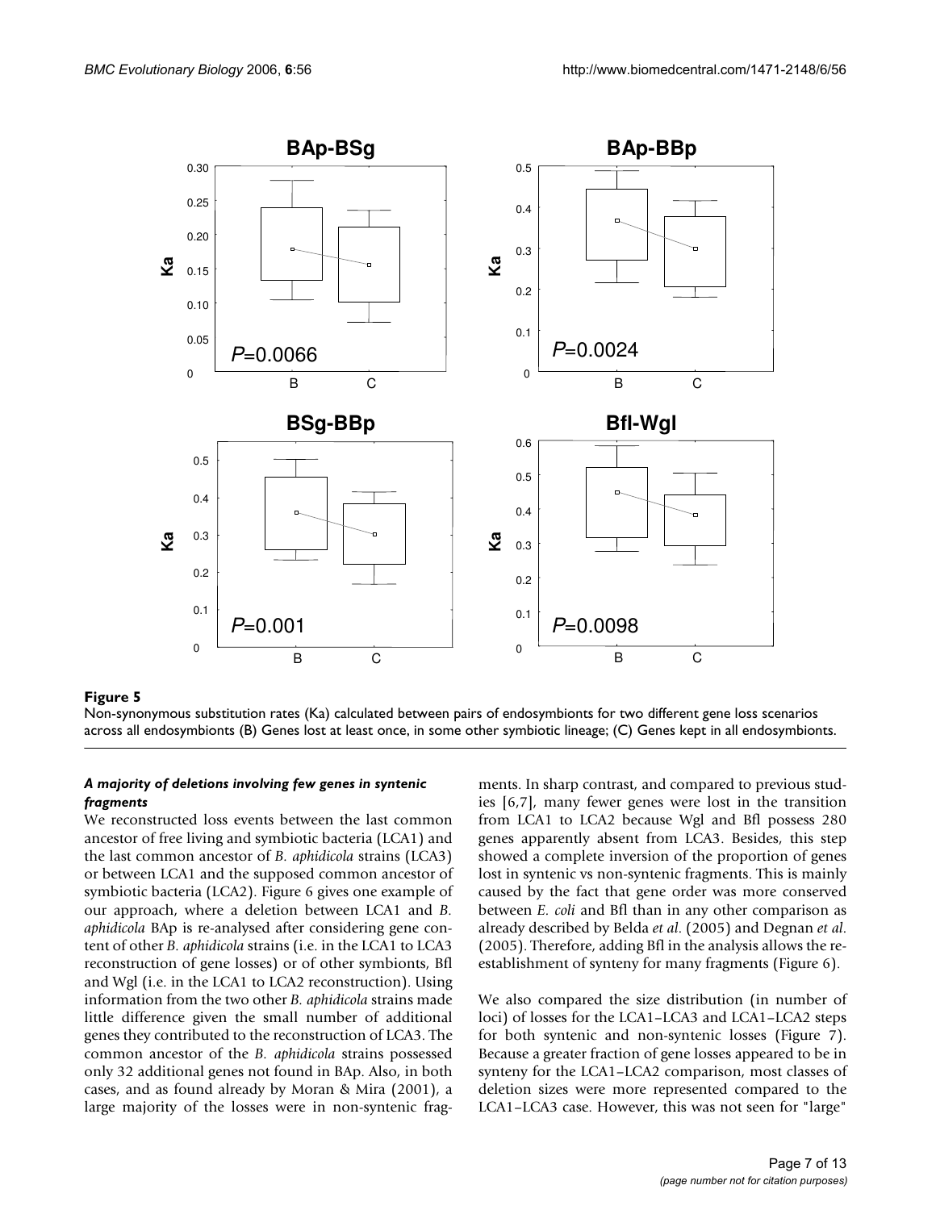**Figure 5**

Non-synonymous substitution rates (Ka) calculated between pairs of endosymbionts for two different gene loss scenarios across all endosymbionts (B) Genes lost at least once, in some other symbiotic lineage; (C) Genes kept in all endosymbionts.

#### *A majority of deletions involving few genes in syntenic fragments*

We reconstructed loss events between the last common ancestor of free living and symbiotic bacteria (LCA1) and the last common ancestor of *B. aphidicola* strains (LCA3) or between LCA1 and the supposed common ancestor of symbiotic bacteria (LCA2). Figure 6 gives one example of our approach, where a deletion between LCA1 and *B. aphidicola* BAp is re-analysed after considering gene content of other *B. aphidicola* strains (i.e. in the LCA1 to LCA3 reconstruction of gene losses) or of other symbionts, Bfl and Wgl (i.e. in the LCA1 to LCA2 reconstruction). Using information from the two other *B. aphidicola* strains made little difference given the small number of additional genes they contributed to the reconstruction of LCA3. The common ancestor of the *B. aphidicola* strains possessed only 32 additional genes not found in BAp. Also, in both cases, and as found already by Moran & Mira (2001), a large majority of the losses were in non-syntenic fragments. In sharp contrast, and compared to previous studies [6,7], many fewer genes were lost in the transition from LCA1 to LCA2 because Wgl and Bfl possess 280 genes apparently absent from LCA3. Besides, this step showed a complete inversion of the proportion of genes lost in syntenic vs non-syntenic fragments. This is mainly caused by the fact that gene order was more conserved between *E. coli* and Bfl than in any other comparison as already described by Belda *et al*. (2005) and Degnan *et al*. (2005). Therefore, adding Bfl in the analysis allows the re-establishment of synteny for many fragments (Figure 6).

We also compared the size distribution (in number of loci) of losses for the LCA1–LCA3 and LCA1–LCA2 steps for both syntenic and non-syntenic losses (Figure 7). Because a greater fraction of gene losses appeared to be in synteny for the LCA1–LCA2 comparison, most classes of deletion sizes were more represented compared to the LCA1–LCA3 case. However, this was not seen for "large"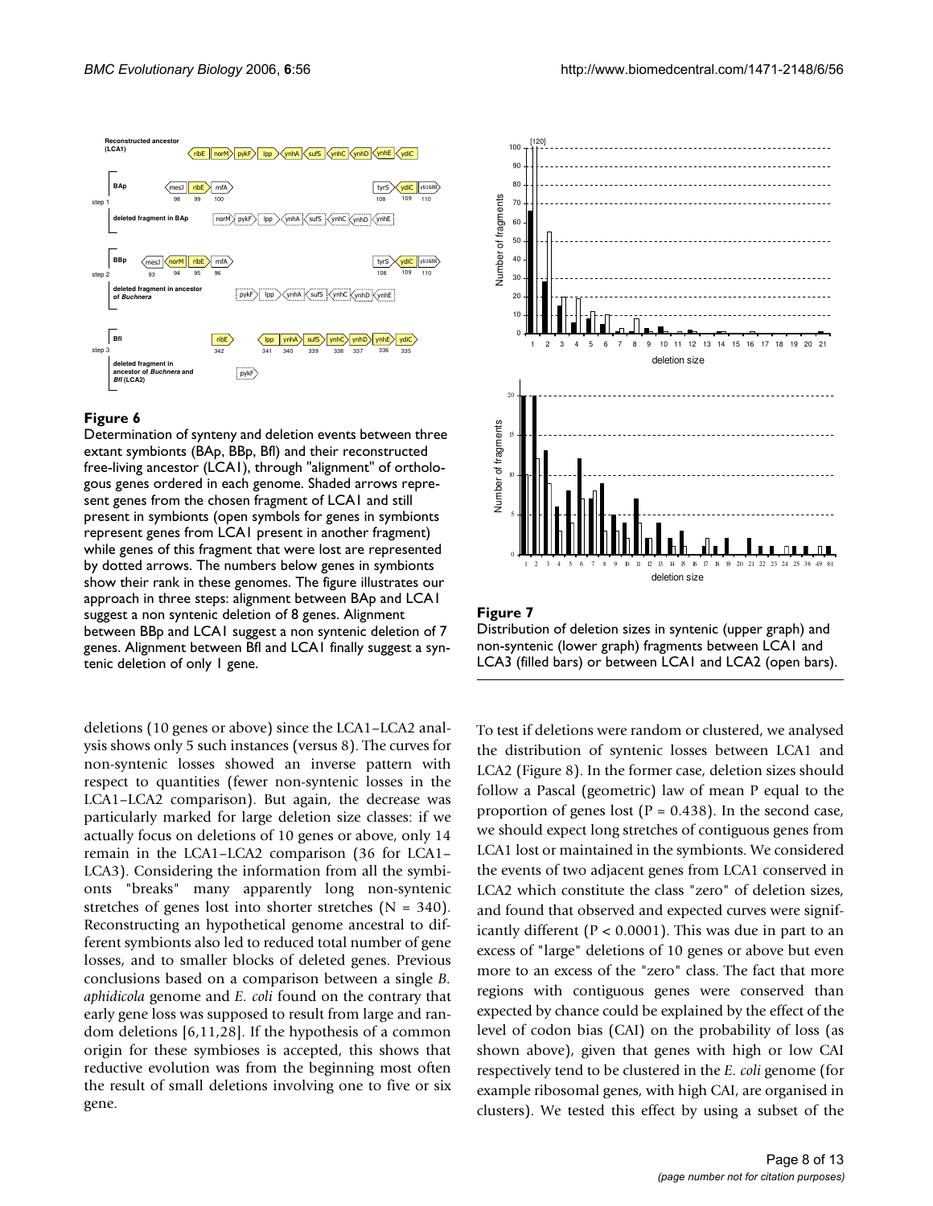**Figure 6**

Determination of synteny and deletion events between three extant symbionts (BAp, BBp, Bfl) and their reconstructed free-living ancestor (LCA1), through "alignment" of orthologous genes ordered in each genome. Shaded arrows represent genes from the chosen fragment of LCA1 and still present in symbionts (open symbols for genes in symbionts represent genes from LCA1 present in another fragment) while genes of this fragment that were lost are represented by dotted arrows. The numbers below genes in symbionts show their rank in these genomes. The figure illustrates our approach in three steps: alignment between BAp and LCA1 suggest a non syntenic deletion of 8 genes. Alignment between BBp and LCA1 suggest a non syntenic deletion of 7 genes. Alignment between Bfl and LCA1 finally suggest a syntenic deletion of only 1 gene.

**Figure 7**

Distribution of deletion sizes in syntenic (upper graph) and non-syntenic (lower graph) fragments between LCA1 and LCA3 (filled bars) or between LCA1 and LCA2 (open bars).

deletions (10 genes or above) since the LCA1–LCA2 analysis shows only 5 such instances (versus 8). The curves for non-syntenic losses showed an inverse pattern with respect to quantities (fewer non-syntenic losses in the LCA1–LCA2 comparison). But again, the decrease was particularly marked for large deletion size classes: if we actually focus on deletions of 10 genes or above, only 14 remain in the LCA1–LCA2 comparison (36 for LCA1–LCA3). Considering the information from all the symbionts "breaks" many apparently long non-syntenic stretches of genes lost into shorter stretches ($N = 340$). Reconstructing an hypothetical genome ancestral to different symbionts also led to reduced total number of gene losses, and to smaller blocks of deleted genes. Previous conclusions based on a comparison between a single *B. aphidicola* genome and *E. coli* found on the contrary that early gene loss was supposed to result from large and random deletions [6,11,28]. If the hypothesis of a common origin for these symbioses is accepted, this shows that reductive evolution was from the beginning most often the result of small deletions involving one to five or six gene.

To test if deletions were random or clustered, we analysed the distribution of syntenic losses between LCA1 and LCA2 (Figure 8). In the former case, deletion sizes should follow a Pascal (geometric) law of mean P equal to the proportion of genes lost ($P = 0.438$). In the second case, we should expect long stretches of contiguous genes from LCA1 lost or maintained in the symbionts. We considered the events of two adjacent genes from LCA1 conserved in LCA2 which constitute the class "zero" of deletion sizes, and found that observed and expected curves were significantly different ($P < 0.0001$). This was due in part to an excess of "large" deletions of 10 genes or above but even more to an excess of the "zero" class. The fact that more regions with contiguous genes were conserved than expected by chance could be explained by the effect of the level of codon bias (CAI) on the probability of loss (as shown above), given that genes with high or low CAI respectively tend to be clustered in the *E. coli* genome (for example ribosomal genes, with high CAI, are organised in clusters). We tested this effect by using a subset of the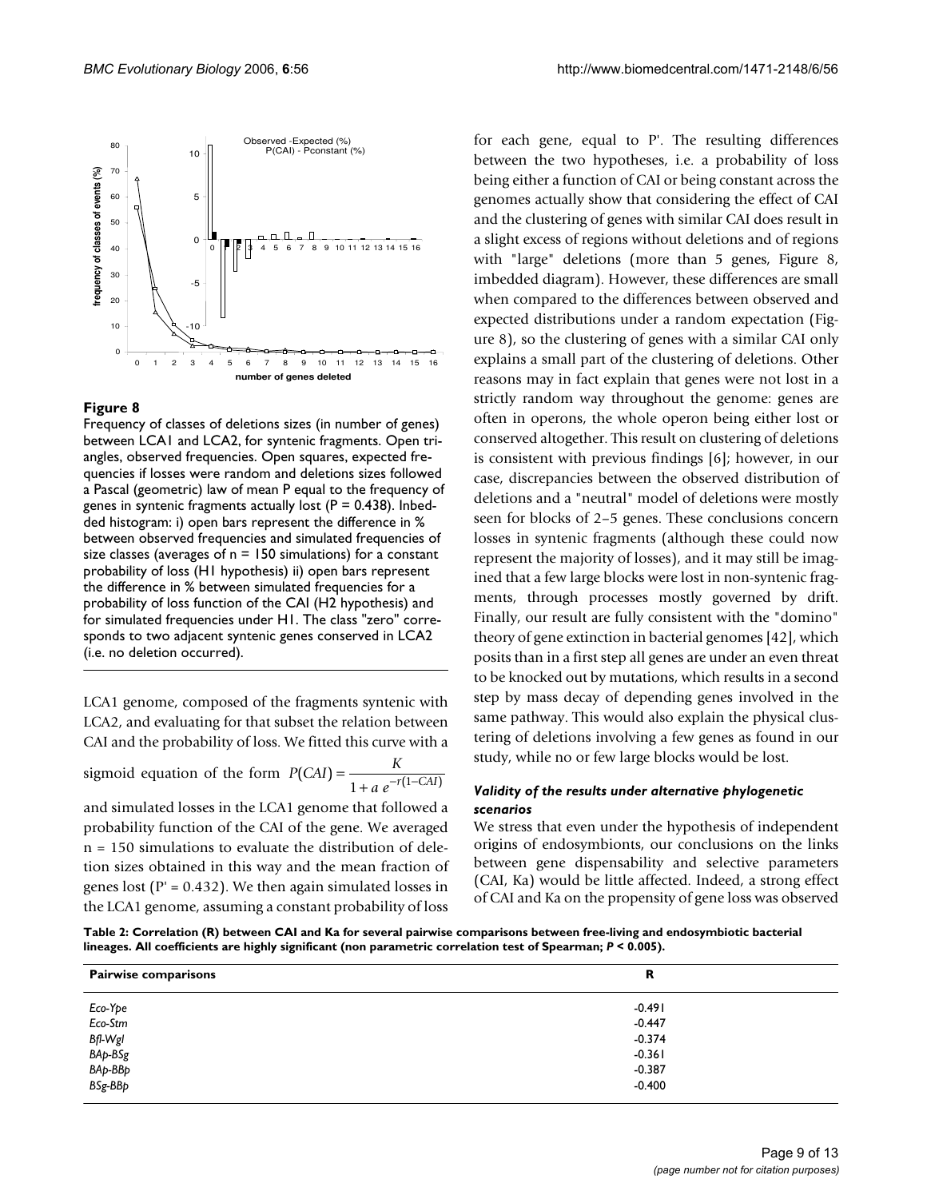**Figure 8**

Frequency of classes of deletions sizes (in number of genes) between LCA1 and LCA2, for syntenic fragments. Open triangles, observed frequencies. Open squares, expected frequencies if losses were random and deletions sizes followed a Pascal (geometric) law of mean P equal to the frequency of genes in syntenic fragments actually lost (P = 0.438). Inbedded histogram: i) open bars represent the difference in % between observed frequencies and simulated frequencies of size classes (averages of n = 150 simulations) for a constant probability of loss (H1 hypothesis) ii) open bars represent the difference in % between simulated frequencies for a probability of loss function of the CAI (H2 hypothesis) and for simulated frequencies under H1. The class "zero" corresponds to two adjacent syntenic genes conserved in LCA2 (i.e. no deletion occurred).

LCA1 genome, composed of the fragments syntenic with LCA2, and evaluating for that subset the relation between CAI and the probability of loss. We fitted this curve with a sigmoid equation of the form $P(CAI) = \frac{K}{1 + a\,e^{-r(1-CAI)}}$ and simulated losses in the LCA1 genome that followed a probability function of the CAI of the gene. We averaged n = 150 simulations to evaluate the distribution of deletion sizes obtained in this way and the mean fraction of genes lost (P' = 0.432). We then again simulated losses in the LCA1 genome, assuming a constant probability of loss for each gene, equal to P'. The resulting differences between the two hypotheses, i.e. a probability of loss being either a function of CAI or being constant across the genomes actually show that considering the effect of CAI and the clustering of genes with similar CAI does result in a slight excess of regions without deletions and of regions with "large" deletions (more than 5 genes, Figure 8, imbedded diagram). However, these differences are small when compared to the differences between observed and expected distributions under a random expectation (Figure 8), so the clustering of genes with a similar CAI only explains a small part of the clustering of deletions. Other reasons may in fact explain that genes were not lost in a strictly random way throughout the genome: genes are often in operons, the whole operon being either lost or conserved altogether. This result on clustering of deletions is consistent with previous findings [6]; however, in our case, discrepancies between the observed distribution of deletions and a "neutral" model of deletions were mostly seen for blocks of 2–5 genes. These conclusions concern losses in syntenic fragments (although these could now represent the majority of losses), and it may still be imagined that a few large blocks were lost in non-syntenic fragments, through processes mostly governed by drift. Finally, our result are fully consistent with the "domino" theory of gene extinction in bacterial genomes [42], which posits than in a first step all genes are under an even threat to be knocked out by mutations, which results in a second step by mass decay of depending genes involved in the same pathway. This would also explain the physical clustering of deletions involving a few genes as found in our study, while no or few large blocks would be lost.

### *Validity of the results under alternative phylogenetic scenarios*

We stress that even under the hypothesis of independent origins of endosymbionts, our conclusions on the links between gene dispensability and selective parameters (CAI, Ka) would be little affected. Indeed, a strong effect of CAI and Ka on the propensity of gene loss was observed

**Table 2: Correlation (R) between CAI and Ka for several pairwise comparisons between free-living and endosymbiotic bacterial lineages. All coefficients are highly significant (non parametric correlation test of Spearman; *P* < 0.005).**

| Pairwise comparisons | R |
| --- | --- |
| *Eco-Ype* | -0.491 |
| *Eco-Stm* | -0.447 |
| *Bfl-Wgl* | -0.374 |
| *BAp-BSg* | -0.361 |
| *BAp-BBp* | -0.387 |
| *BSg-BBp* | -0.400 |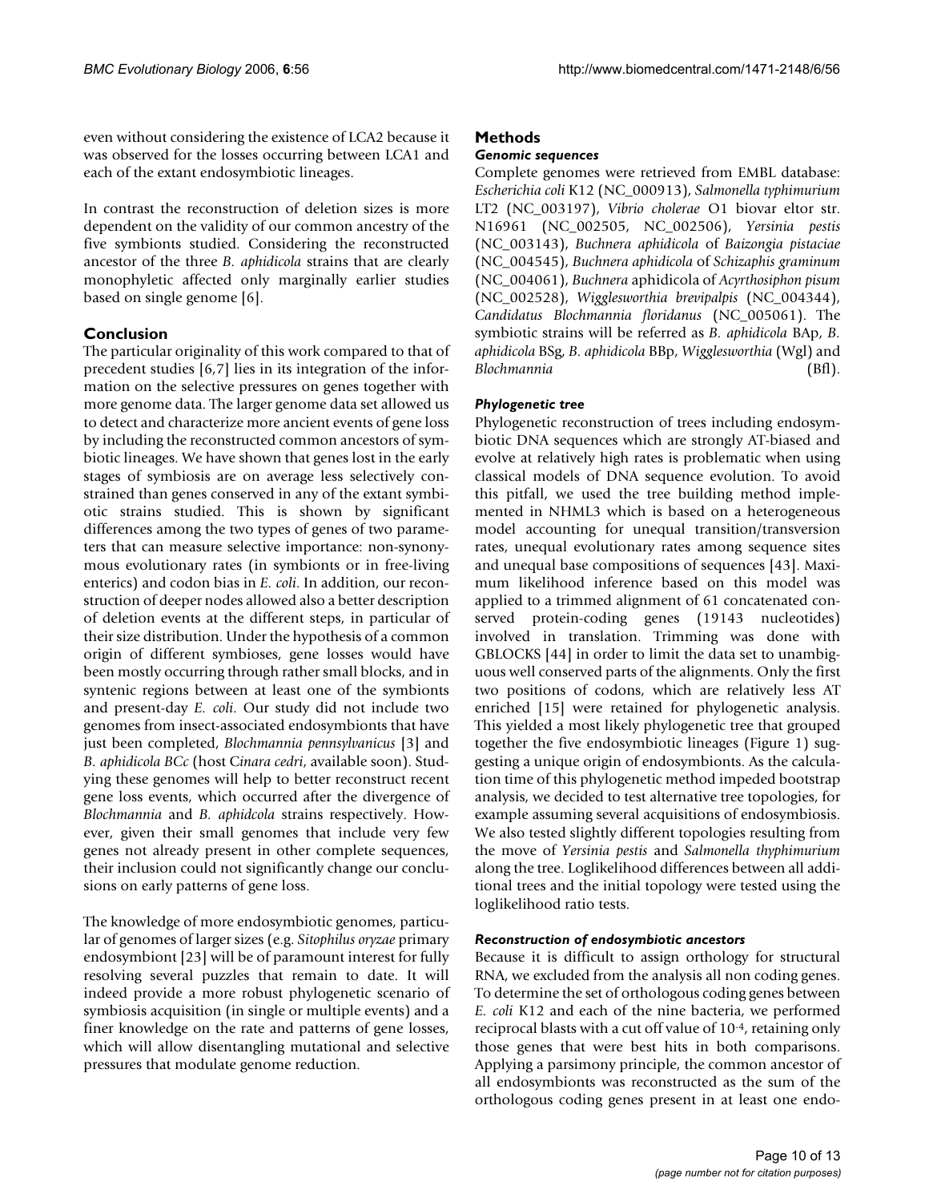even without considering the existence of LCA2 because it was observed for the losses occurring between LCA1 and each of the extant endosymbiotic lineages.

In contrast the reconstruction of deletion sizes is more dependent on the validity of our common ancestry of the five symbionts studied. Considering the reconstructed ancestor of the three *B. aphidicola* strains that are clearly monophyletic affected only marginally earlier studies based on single genome [6].

## Conclusion

The particular originality of this work compared to that of precedent studies [6,7] lies in its integration of the information on the selective pressures on genes together with more genome data. The larger genome data set allowed us to detect and characterize more ancient events of gene loss by including the reconstructed common ancestors of symbiotic lineages. We have shown that genes lost in the early stages of symbiosis are on average less selectively constrained than genes conserved in any of the extant symbiotic strains studied. This is shown by significant differences among the two types of genes of two parameters that can measure selective importance: non-synonymous evolutionary rates (in symbionts or in free-living enterics) and codon bias in *E. coli*. In addition, our reconstruction of deeper nodes allowed also a better description of deletion events at the different steps, in particular of their size distribution. Under the hypothesis of a common origin of different symbioses, gene losses would have been mostly occurring through rather small blocks, and in syntenic regions between at least one of the symbionts and present-day *E. coli*. Our study did not include two genomes from insect-associated endosymbionts that have just been completed, *Blochmannia pennsylvanicus* [3] and *B. aphidicola BCc* (host C*inara cedri*, available soon). Studying these genomes will help to better reconstruct recent gene loss events, which occurred after the divergence of *Blochmannia* and *B. aphidcola* strains respectively. However, given their small genomes that include very few genes not already present in other complete sequences, their inclusion could not significantly change our conclusions on early patterns of gene loss.

The knowledge of more endosymbiotic genomes, particular of genomes of larger sizes (e.g. *Sitophilus oryzae* primary endosymbiont [23] will be of paramount interest for fully resolving several puzzles that remain to date. It will indeed provide a more robust phylogenetic scenario of symbiosis acquisition (in single or multiple events) and a finer knowledge on the rate and patterns of gene losses, which will allow disentangling mutational and selective pressures that modulate genome reduction.

## Methods

### Genomic sequences

Complete genomes were retrieved from EMBL database: *Escherichia coli* K12 (NC_000913), *Salmonella typhimurium* LT2 (NC_003197), *Vibrio cholerae* O1 biovar eltor str. N16961 (NC_002505, NC_002506), *Yersinia pestis* (NC_003143), *Buchnera aphidicola* of *Baizongia pistaciae* (NC_004545), *Buchnera aphidicola* of *Schizaphis graminum* (NC_004061), *Buchnera* aphidicola of *Acyrthosiphon pisum* (NC_002528), *Wigglesworthia brevipalpis* (NC_004344), *Candidatus Blochmannia floridanus* (NC_005061). The symbiotic strains will be referred as *B. aphidicola* BAp, *B. aphidicola* BSg, *B. aphidicola* BBp, *Wigglesworthia* (Wgl) and *Blochmannia* (Bfl).

### Phylogenetic tree

Phylogenetic reconstruction of trees including endosymbiotic DNA sequences which are strongly AT-biased and evolve at relatively high rates is problematic when using classical models of DNA sequence evolution. To avoid this pitfall, we used the tree building method implemented in NHML3 which is based on a heterogeneous model accounting for unequal transition/transversion rates, unequal evolutionary rates among sequence sites and unequal base compositions of sequences [43]. Maximum likelihood inference based on this model was applied to a trimmed alignment of 61 concatenated conserved protein-coding genes (19143 nucleotides) involved in translation. Trimming was done with GBLOCKS [44] in order to limit the data set to unambiguous well conserved parts of the alignments. Only the first two positions of codons, which are relatively less AT enriched [15] were retained for phylogenetic analysis. This yielded a most likely phylogenetic tree that grouped together the five endosymbiotic lineages (Figure 1) suggesting a unique origin of endosymbionts. As the calculation time of this phylogenetic method impeded bootstrap analysis, we decided to test alternative tree topologies, for example assuming several acquisitions of endosymbiosis. We also tested slightly different topologies resulting from the move of *Yersinia pestis* and *Salmonella thyphimurium* along the tree. Loglikelihood differences between all additional trees and the initial topology were tested using the loglikelihood ratio tests.

### Reconstruction of endosymbiotic ancestors

Because it is difficult to assign orthology for structural RNA, we excluded from the analysis all non coding genes. To determine the set of orthologous coding genes between *E. coli* K12 and each of the nine bacteria, we performed reciprocal blasts with a cut off value of $10^{-4}$, retaining only those genes that were best hits in both comparisons. Applying a parsimony principle, the common ancestor of all endosymbionts was reconstructed as the sum of the orthologous coding genes present in at least one endo-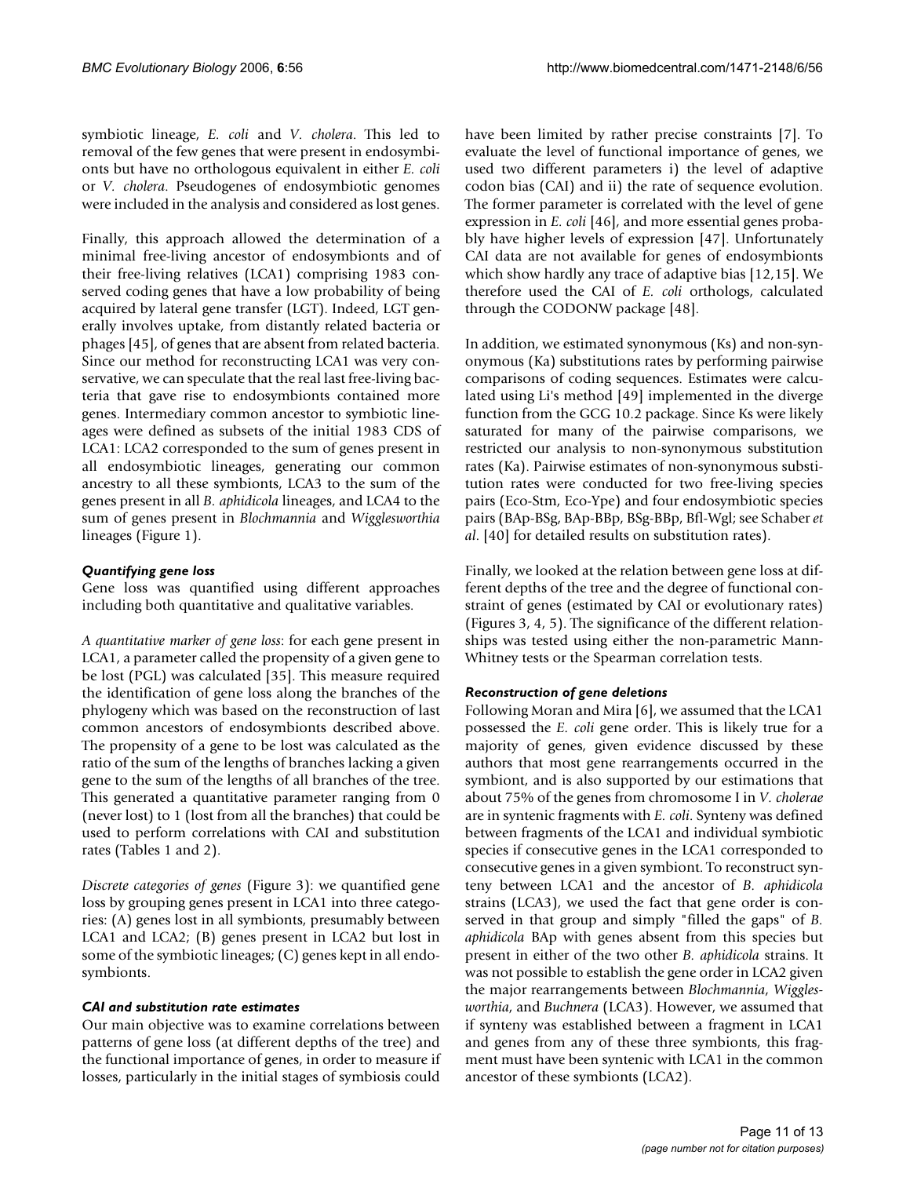symbiotic lineage, *E. coli* and *V. cholera*. This led to removal of the few genes that were present in endosymbionts but have no orthologous equivalent in either *E. coli* or *V. cholera*. Pseudogenes of endosymbiotic genomes were included in the analysis and considered as lost genes.

Finally, this approach allowed the determination of a minimal free-living ancestor of endosymbionts and of their free-living relatives (LCA1) comprising 1983 conserved coding genes that have a low probability of being acquired by lateral gene transfer (LGT). Indeed, LGT generally involves uptake, from distantly related bacteria or phages [45], of genes that are absent from related bacteria. Since our method for reconstructing LCA1 was very conservative, we can speculate that the real last free-living bacteria that gave rise to endosymbionts contained more genes. Intermediary common ancestor to symbiotic lineages were defined as subsets of the initial 1983 CDS of LCA1: LCA2 corresponded to the sum of genes present in all endosymbiotic lineages, generating our common ancestry to all these symbionts, LCA3 to the sum of the genes present in all *B. aphidicola* lineages, and LCA4 to the sum of genes present in *Blochmannia* and *Wigglesworthia* lineages (Figure 1).

### *Quantifying gene loss*

Gene loss was quantified using different approaches including both quantitative and qualitative variables.

*A quantitative marker of gene loss*: for each gene present in LCA1, a parameter called the propensity of a given gene to be lost (PGL) was calculated [35]. This measure required the identification of gene loss along the branches of the phylogeny which was based on the reconstruction of last common ancestors of endosymbionts described above. The propensity of a gene to be lost was calculated as the ratio of the sum of the lengths of branches lacking a given gene to the sum of the lengths of all branches of the tree. This generated a quantitative parameter ranging from 0 (never lost) to 1 (lost from all the branches) that could be used to perform correlations with CAI and substitution rates (Tables 1 and 2).

*Discrete categories of genes* (Figure 3): we quantified gene loss by grouping genes present in LCA1 into three categories: (A) genes lost in all symbionts, presumably between LCA1 and LCA2; (B) genes present in LCA2 but lost in some of the symbiotic lineages; (C) genes kept in all endosymbionts.

### *CAI and substitution rate estimates*

Our main objective was to examine correlations between patterns of gene loss (at different depths of the tree) and the functional importance of genes, in order to measure if losses, particularly in the initial stages of symbiosis could have been limited by rather precise constraints [7]. To evaluate the level of functional importance of genes, we used two different parameters i) the level of adaptive codon bias (CAI) and ii) the rate of sequence evolution. The former parameter is correlated with the level of gene expression in *E. coli* [46], and more essential genes probably have higher levels of expression [47]. Unfortunately CAI data are not available for genes of endosymbionts which show hardly any trace of adaptive bias [12,15]. We therefore used the CAI of *E. coli* orthologs, calculated through the CODONW package [48].

In addition, we estimated synonymous (Ks) and non-synonymous (Ka) substitutions rates by performing pairwise comparisons of coding sequences. Estimates were calculated using Li's method [49] implemented in the diverge function from the GCG 10.2 package. Since Ks were likely saturated for many of the pairwise comparisons, we restricted our analysis to non-synonymous substitution rates (Ka). Pairwise estimates of non-synonymous substitution rates were conducted for two free-living species pairs (Eco-Stm, Eco-Ype) and four endosymbiotic species pairs (BAp-BSg, BAp-BBp, BSg-BBp, Bfl-Wgl; see Schaber *et al*. [40] for detailed results on substitution rates).

Finally, we looked at the relation between gene loss at different depths of the tree and the degree of functional constraint of genes (estimated by CAI or evolutionary rates) (Figures 3, 4, 5). The significance of the different relationships was tested using either the non-parametric Mann-Whitney tests or the Spearman correlation tests.

### *Reconstruction of gene deletions*

Following Moran and Mira [6], we assumed that the LCA1 possessed the *E. coli* gene order. This is likely true for a majority of genes, given evidence discussed by these authors that most gene rearrangements occurred in the symbiont, and is also supported by our estimations that about 75% of the genes from chromosome I in *V. cholerae* are in syntenic fragments with *E. coli*. Synteny was defined between fragments of the LCA1 and individual symbiotic species if consecutive genes in the LCA1 corresponded to consecutive genes in a given symbiont. To reconstruct synteny between LCA1 and the ancestor of *B. aphidicola* strains (LCA3), we used the fact that gene order is conserved in that group and simply "filled the gaps" of *B. aphidicola* BAp with genes absent from this species but present in either of the two other *B. aphidicola* strains. It was not possible to establish the gene order in LCA2 given the major rearrangements between *Blochmannia*, *Wigglesworthia*, and *Buchnera* (LCA3). However, we assumed that if synteny was established between a fragment in LCA1 and genes from any of these three symbionts, this fragment must have been syntenic with LCA1 in the common ancestor of these symbionts (LCA2).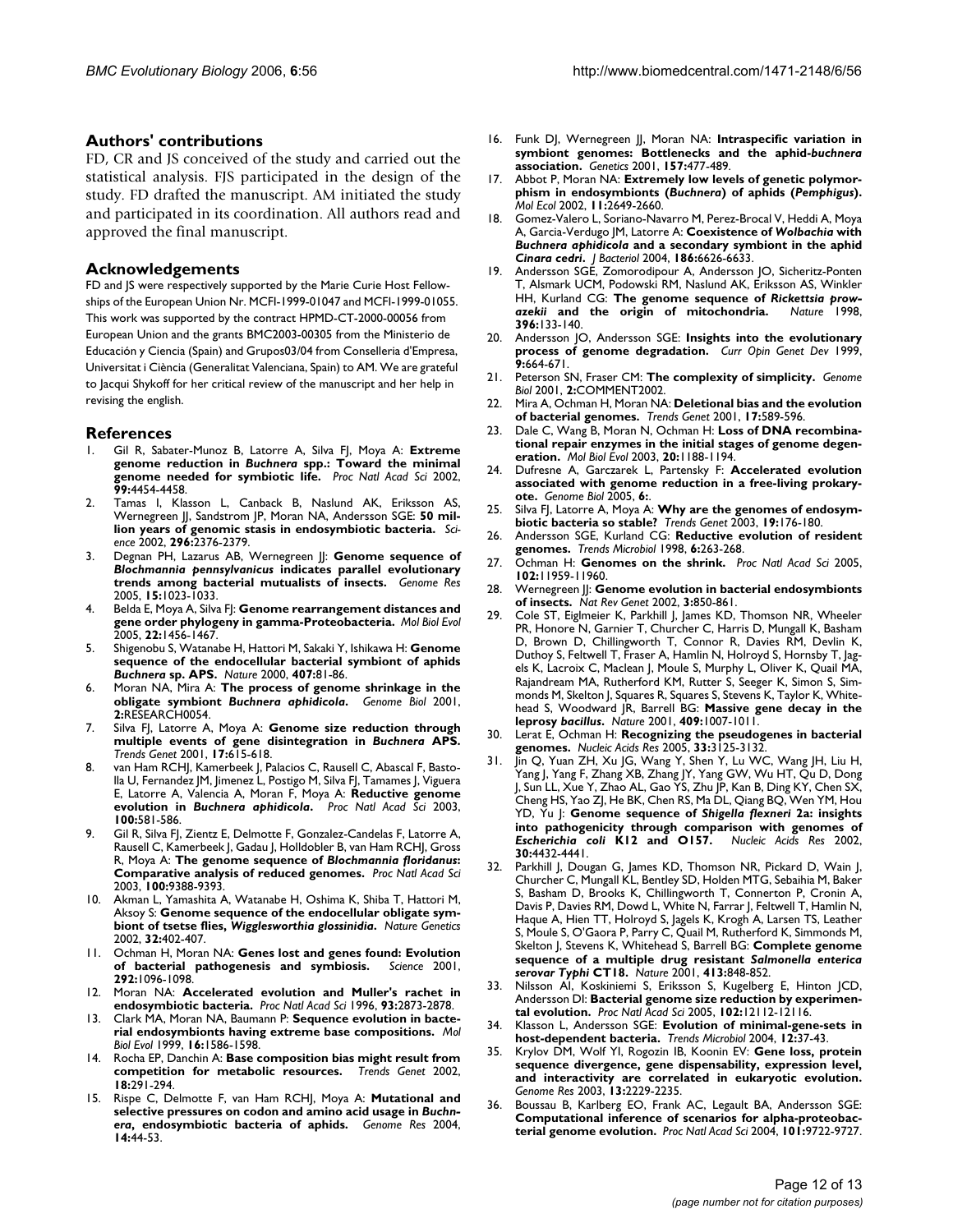## Authors' contributions

FD, CR and JS conceived of the study and carried out the statistical analysis. FJS participated in the design of the study. FD drafted the manuscript. AM initiated the study and participated in its coordination. All authors read and approved the final manuscript.

## Acknowledgements

FD and JS were respectively supported by the Marie Curie Host Fellowships of the European Union Nr. MCFI-1999-01047 and MCFI-1999-01055. This work was supported by the contract HPMD-CT-2000-00056 from European Union and the grants BMC2003-00305 from the Ministerio de Educación y Ciencia (Spain) and Grupos03/04 from Conselleria d'Empresa, Universitat i Ciència (Generalitat Valenciana, Spain) to AM. We are grateful to Jacqui Shykoff for her critical review of the manuscript and her help in revising the english.

## References

1. Gil R, Sabater-Munoz B, Latorre A, Silva FJ, Moya A: **Extreme genome reduction in *Buchnera* spp.: Toward the minimal genome needed for symbiotic life.** *Proc Natl Acad Sci* 2002, **99:**4454-4458.
2. Tamas I, Klasson L, Canback B, Naslund AK, Eriksson AS, Wernegreen JJ, Sandstrom JP, Moran NA, Andersson SGE: **50 million years of genomic stasis in endosymbiotic bacteria.** *Science* 2002, **296:**2376-2379.
3. Degnan PH, Lazarus AB, Wernegreen JJ: **Genome sequence of *Blochmannia pennsylvanicus* indicates parallel evolutionary trends among bacterial mutualists of insects.** *Genome Res* 2005, **15:**1023-1033.
4. Belda E, Moya A, Silva FJ: **Genome rearrangement distances and gene order phylogeny in gamma-Proteobacteria.** *Mol Biol Evol* 2005, **22:**1456-1467.
5. Shigenobu S, Watanabe H, Hattori M, Sakaki Y, Ishikawa H: **Genome sequence of the endocellular bacterial symbiont of aphids *Buchnera* sp. APS.** *Nature* 2000, **407:**81-86.
6. Moran NA, Mira A: **The process of genome shrinkage in the obligate symbiont *Buchnera aphidicola*.** *Genome Biol* 2001, **2:**RESEARCH0054.
7. Silva FJ, Latorre A, Moya A: **Genome size reduction through multiple events of gene disintegration in *Buchnera* APS.** *Trends Genet* 2001, **17:**615-618.
8. van Ham RCHJ, Kamerbeek J, Palacios C, Rausell C, Abascal F, Bastolla U, Fernandez JM, Jimenez L, Postigo M, Silva FJ, Tamames J, Viguera E, Latorre A, Valencia A, Moran F, Moya A: **Reductive genome evolution in *Buchnera aphidicola*.** *Proc Natl Acad Sci* 2003, **100:**581-586.
9. Gil R, Silva FJ, Zientz E, Delmotte F, Gonzalez-Candelas F, Latorre A, Rausell C, Kamerbeek J, Gadau J, Holldobler B, van Ham RCHJ, Gross R, Moya A: **The genome sequence of *Blochmannia floridanus*: Comparative analysis of reduced genomes.** *Proc Natl Acad Sci* 2003, **100:**9388-9393.
10. Akman L, Yamashita A, Watanabe H, Oshima K, Shiba T, Hattori M, Aksoy S: **Genome sequence of the endocellular obligate symbiont of tsetse flies, *Wigglesworthia glossinidia*.** *Nature Genetics* 2002, **32:**402-407.
11. Ochman H, Moran NA: **Genes lost and genes found: Evolution of bacterial pathogenesis and symbiosis.** *Science* 2001, **292:**1096-1098.
12. Moran NA: **Accelerated evolution and Muller's rachet in endosymbiotic bacteria.** *Proc Natl Acad Sci* 1996, **93:**2873-2878.
13. Clark MA, Moran NA, Baumann P: **Sequence evolution in bacterial endosymbionts having extreme base compositions.** *Mol Biol Evol* 1999, **16:**1586-1598.
14. Rocha EP, Danchin A: **Base composition bias might result from competition for metabolic resources.** *Trends Genet* 2002, **18:**291-294.
15. Rispe C, Delmotte F, van Ham RCHJ, Moya A: **Mutational and selective pressures on codon and amino acid usage in *Buchnera*, endosymbiotic bacteria of aphids.** *Genome Res* 2004, **14:**44-53.
16. Funk DJ, Wernegreen JJ, Moran NA: **Intraspecific variation in symbiont genomes: Bottlenecks and the aphid-*buchnera* association.** *Genetics* 2001, **157:**477-489.
17. Abbot P, Moran NA: **Extremely low levels of genetic polymorphism in endosymbionts (*Buchnera*) of aphids (*Pemphigus*).** *Mol Ecol* 2002, **11:**2649-2660.
18. Gomez-Valero L, Soriano-Navarro M, Perez-Brocal V, Heddi A, Moya A, Garcia-Verdugo JM, Latorre A: **Coexistence of *Wolbachia* with *Buchnera aphidicola* and a secondary symbiont in the aphid *Cinara cedri*.** *J Bacteriol* 2004, **186:**6626-6633.
19. Andersson SGE, Zomorodipour A, Andersson JO, Sicheritz-Ponten T, Alsmark UCM, Podowski RM, Naslund AK, Eriksson AS, Winkler HH, Kurland CG: **The genome sequence of *Rickettsia prowazekii* and the origin of mitochondria.** *Nature* 1998, **396:**133-140.
20. Andersson JO, Andersson SGE: **Insights into the evolutionary process of genome degradation.** *Curr Opin Genet Dev* 1999, **9:**664-671.
21. Peterson SN, Fraser CM: **The complexity of simplicity.** *Genome Biol* 2001, **2:**COMMENT2002.
22. Mira A, Ochman H, Moran NA: **Deletional bias and the evolution of bacterial genomes.** *Trends Genet* 2001, **17:**589-596.
23. Dale C, Wang B, Moran N, Ochman H: **Loss of DNA recombinational repair enzymes in the initial stages of genome degeneration.** *Mol Biol Evol* 2003, **20:**1188-1194.
24. Dufresne A, Garczarek L, Partensky F: **Accelerated evolution associated with genome reduction in a free-living prokaryote.** *Genome Biol* 2005, **6:**.
25. Silva FJ, Latorre A, Moya A: **Why are the genomes of endosymbiotic bacteria so stable?** *Trends Genet* 2003, **19:**176-180.
26. Andersson SGE, Kurland CG: **Reductive evolution of resident genomes.** *Trends Microbiol* 1998, **6:**263-268.
27. Ochman H: **Genomes on the shrink.** *Proc Natl Acad Sci* 2005, **102:**11959-11960.
28. Wernegreen JJ: **Genome evolution in bacterial endosymbionts of insects.** *Nat Rev Genet* 2002, **3:**850-861.
29. Cole ST, Eiglmeier K, Parkhill J, James KD, Thomson NR, Wheeler PR, Honore N, Garnier T, Churcher C, Harris D, Mungall K, Basham D, Brown D, Chillingworth T, Connor R, Davies RM, Devlin K, Duthoy S, Feltwell T, Fraser A, Hamlin N, Holroyd S, Hornsby T, Jagels K, Lacroix C, Maclean J, Moule S, Murphy L, Oliver K, Quail MA, Rajandream MA, Rutherford KM, Rutter S, Seeger K, Simon S, Simmonds M, Skelton J, Squares R, Squares S, Stevens K, Taylor K, Whitehead S, Woodward JR, Barrell BG: **Massive gene decay in the leprosy *bacillus*.** *Nature* 2001, **409:**1007-1011.
30. Lerat E, Ochman H: **Recognizing the pseudogenes in bacterial genomes.** *Nucleic Acids Res* 2005, **33:**3125-3132.
31. Jin Q, Yuan ZH, Xu JG, Wang Y, Shen Y, Lu WC, Wang JH, Liu H, Yang J, Yang F, Zhang XB, Zhang JY, Yang GW, Wu HT, Qu D, Dong J, Sun LL, Xue Y, Zhao AL, Gao YS, Zhu JP, Kan B, Ding KY, Chen SX, Cheng HS, Yao ZJ, He BK, Chen RS, Ma DL, Qiang BQ, Wen YM, Hou YD, Yu J: **Genome sequence of *Shigella flexneri* 2a: insights into pathogenicity through comparison with genomes of *Escherichia coli* K12 and O157.** *Nucleic Acids Res* 2002, **30:**4432-4441.
32. Parkhill J, Dougan G, James KD, Thomson NR, Pickard D, Wain J, Churcher C, Mungall KL, Bentley SD, Holden MTG, Sebaihia M, Baker S, Basham D, Brooks K, Chillingworth T, Connerton P, Cronin A, Davis P, Davies RM, Dowd L, White N, Farrar J, Feltwell T, Hamlin N, Haque A, Hien TT, Holroyd S, Jagels K, Krogh A, Larsen TS, Leather S, Moule S, O'Gaora P, Parry C, Quail M, Rutherford K, Simmonds M, Skelton J, Stevens K, Whitehead S, Barrell BG: **Complete genome sequence of a multiple drug resistant *Salmonella enterica serovar Typhi* CT18.** *Nature* 2001, **413:**848-852.
33. Nilsson AI, Koskiniemi S, Eriksson S, Kugelberg E, Hinton JCD, Andersson DI: **Bacterial genome size reduction by experimental evolution.** *Proc Natl Acad Sci* 2005, **102:**12112-12116.
34. Klasson L, Andersson SGE: **Evolution of minimal-gene-sets in host-dependent bacteria.** *Trends Microbiol* 2004, **12:**37-43.
35. Krylov DM, Wolf YI, Rogozin IB, Koonin EV: **Gene loss, protein sequence divergence, gene dispensability, expression level, and interactivity are correlated in eukaryotic evolution.** *Genome Res* 2003, **13:**2229-2235.
36. Boussau B, Karlberg EO, Frank AC, Legault BA, Andersson SGE: **Computational inference of scenarios for alpha-proteobacterial genome evolution.** *Proc Natl Acad Sci* 2004, **101:**9722-9727.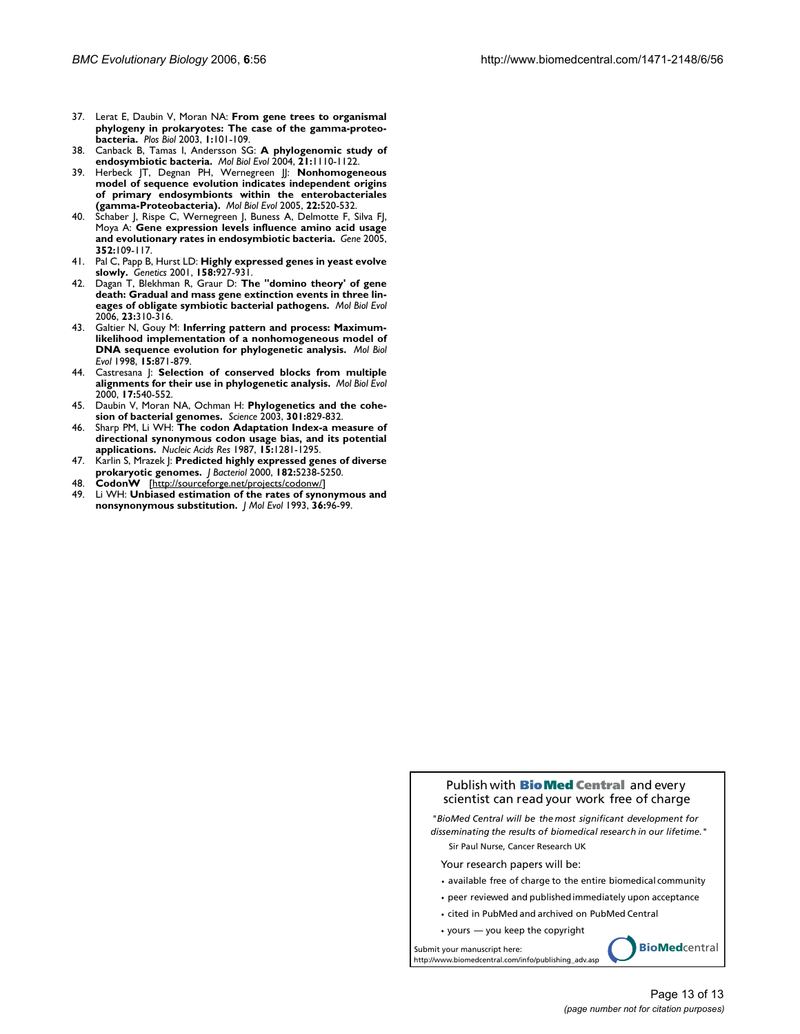37. Lerat E, Daubin V, Moran NA: **From gene trees to organismal phylogeny in prokaryotes: The case of the gamma-proteobacteria.** *Plos Biol* 2003, **1:**101-109.
38. Canback B, Tamas I, Andersson SG: **A phylogenomic study of endosymbiotic bacteria.** *Mol Biol Evol* 2004, **21:**1110-1122.
39. Herbeck JT, Degnan PH, Wernegreen JJ: **Nonhomogeneous model of sequence evolution indicates independent origins of primary endosymbionts within the enterobacteriales (gamma-Proteobacteria).** *Mol Biol Evol* 2005, **22:**520-532.
40. Schaber J, Rispe C, Wernegreen J, Buness A, Delmotte F, Silva FJ, Moya A: **Gene expression levels influence amino acid usage and evolutionary rates in endosymbiotic bacteria.** *Gene* 2005, **352:**109-117.
41. Pal C, Papp B, Hurst LD: **Highly expressed genes in yeast evolve slowly.** *Genetics* 2001, **158:**927-931.
42. Dagan T, Blekhman R, Graur D: **The "domino theory' of gene death: Gradual and mass gene extinction events in three lineages of obligate symbiotic bacterial pathogens.** *Mol Biol Evol* 2006, **23:**310-316.
43. Galtier N, Gouy M: **Inferring pattern and process: Maximum-likelihood implementation of a nonhomogeneous model of DNA sequence evolution for phylogenetic analysis.** *Mol Biol Evol* 1998, **15:**871-879.
44. Castresana J: **Selection of conserved blocks from multiple alignments for their use in phylogenetic analysis.** *Mol Biol Evol* 2000, **17:**540-552.
45. Daubin V, Moran NA, Ochman H: **Phylogenetics and the cohesion of bacterial genomes.** *Science* 2003, **301:**829-832.
46. Sharp PM, Li WH: **The codon Adaptation Index-a measure of directional synonymous codon usage bias, and its potential applications.** *Nucleic Acids Res* 1987, **15:**1281-1295.
47. Karlin S, Mrazek J: **Predicted highly expressed genes of diverse prokaryotic genomes.** *J Bacteriol* 2000, **182:**5238-5250.
48. **CodonW** [http://sourceforge.net/projects/codonw/]
49. Li WH: **Unbiased estimation of the rates of synonymous and nonsynonymous substitution.** *J Mol Evol* 1993, **36:**96-99.